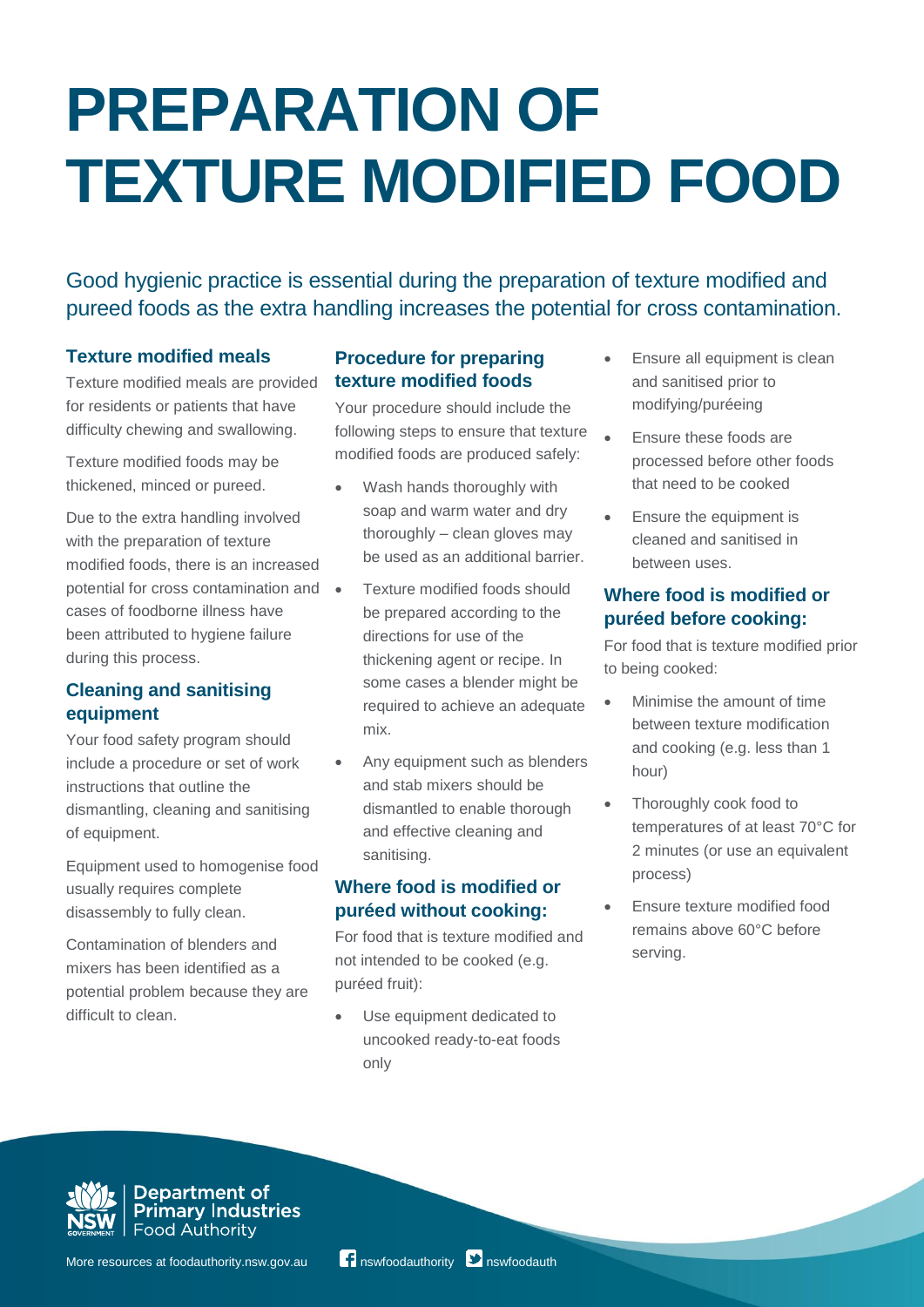# PREPARATION OF TEXTURE MODIFIED FOOD

Good hygienic practice is essential during the preparation of texture modified and pureed foods as the extra handling increases the potential for cross contamination.

### Texture modified meals

Texture modified meals are provided for residents or patients that have difficulty chewing and swallowing.

Texture modified foods may be thickened, minced or pureed.

Due to the extra handling involved with the preparation of texture modified foods, there is an increased potential for cross contamination and cases of foodborne illness have been attributed to hygiene failure during this process.

### Cleaning and sanitising equipment

Your food safety program should include a procedure or set of work instructions that outline the dismantling, cleaning and sanitising of equipment.

Equipment used to homogenise food usually requires complete disassembly to fully clean.

Contamination of blenders and mixers has been identified as a potential problem because they are difficult to clean.

### Procedure for preparing texture modified foods

Your procedure should include the following steps to ensure that texture modified foods are produced safely:

- Wash hands thoroughly with soap and warm water and dry thoroughly – clean gloves may be used as an additional barrier.
- Texture modified foods should be prepared according to the directions for use of the thickening agent or recipe. In some cases a blender might be required to achieve an adequate mix.
- Any equipment such as blenders and stab mixers should be dismantled to enable thorough and effective cleaning and sanitising.

### Where food is modified or puréed without cooking:

For food that is texture modified and not intended to be cooked (e.g. puréed fruit):

- Use equipment dedicated to uncooked ready-to-eat foods only
- Ensure all equipment is clean and sanitised prior to modifying/puréeing
- Ensure these foods are processed before other foods that need to be cooked
- Ensure the equipment is cleaned and sanitised in between uses.

### Where food is modified or puréed before cooking:

For food that is texture modified prior to being cooked:

- Minimise the amount of time between texture modification and cooking (e.g. less than 1 hour)
- Thoroughly cook food to temperatures of at least 70°C for 2 minutes (or use an equivalent process)
- Ensure texture modified food remains above 60°C before serving.

Department of Primary Industries
Food Authority

More resources at foodauthority.nsw.gov.au nswfoodauthority nswfoodauth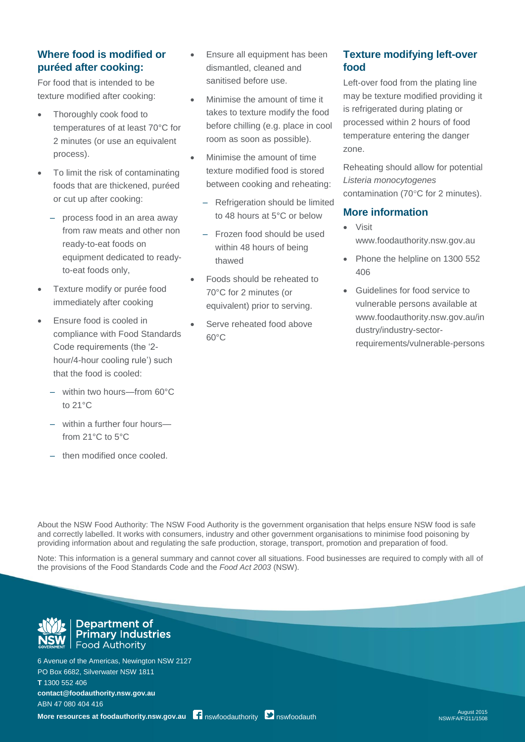## Where food is modified or puréed after cooking:

For food that is intended to be texture modified after cooking:

- Thoroughly cook food to temperatures of at least 70°C for 2 minutes (or use an equivalent process).
- To limit the risk of contaminating foods that are thickened, puréed or cut up after cooking:
  - process food in an area away from raw meats and other non ready-to-eat foods on equipment dedicated to ready-to-eat foods only,
- Texture modify or purée food immediately after cooking
- Ensure food is cooled in compliance with Food Standards Code requirements (the '2-hour/4-hour cooling rule') such that the food is cooled:
  - within two hours—from 60°C to 21°C
  - within a further four hours—from 21°C to 5°C
  - then modified once cooled.
- Ensure all equipment has been dismantled, cleaned and sanitised before use.
- Minimise the amount of time it takes to texture modify the food before chilling (e.g. place in cool room as soon as possible).
- Minimise the amount of time texture modified food is stored between cooking and reheating:
  - Refrigeration should be limited to 48 hours at 5°C or below
  - Frozen food should be used within 48 hours of being thawed
- Foods should be reheated to 70°C for 2 minutes (or equivalent) prior to serving.
- Serve reheated food above 60°C

## Texture modifying left-over food

Left-over food from the plating line may be texture modified providing it is refrigerated during plating or processed within 2 hours of food temperature entering the danger zone.

Reheating should allow for potential *Listeria monocytogenes* contamination (70°C for 2 minutes).

## More information

- Visit www.foodauthority.nsw.gov.au
- Phone the helpline on 1300 552 406
- Guidelines for food service to vulnerable persons available at www.foodauthority.nsw.gov.au/industry/industry-sector-requirements/vulnerable-persons

About the NSW Food Authority: The NSW Food Authority is the government organisation that helps ensure NSW food is safe and correctly labelled. It works with consumers, industry and other government organisations to minimise food poisoning by providing information about and regulating the safe production, storage, transport, promotion and preparation of food.

Note: This information is a general summary and cannot cover all situations. Food businesses are required to comply with all of the provisions of the Food Standards Code and the *Food Act 2003* (NSW).

NSW GOVERNMENT | Department of Primary Industries | Food Authority

6 Avenue of the Americas, Newington NSW 2127
PO Box 6682, Silverwater NSW 1811
**T** 1300 552 406
**contact@foodauthority.nsw.gov.au**
ABN 47 080 404 416

**More resources at foodauthority.nsw.gov.au** nswfoodauthority nswfoodauth

August 2015
NSW/FA/FI211/1508